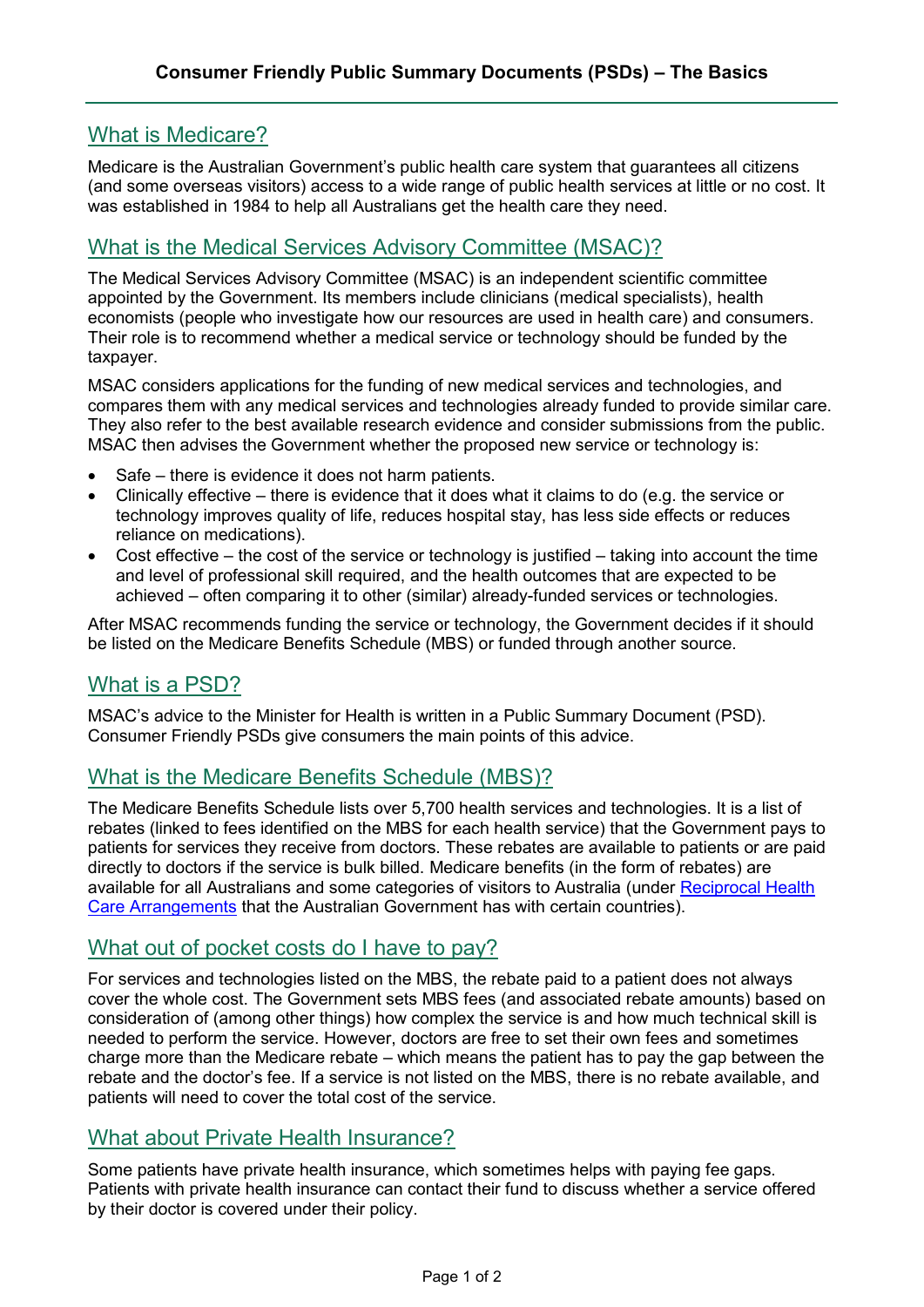# Consumer Friendly Public Summary Documents (PSDs) – The Basics

## What is Medicare?

Medicare is the Australian Government's public health care system that guarantees all citizens (and some overseas visitors) access to a wide range of public health services at little or no cost. It was established in 1984 to help all Australians get the health care they need.

## What is the Medical Services Advisory Committee (MSAC)?

The Medical Services Advisory Committee (MSAC) is an independent scientific committee appointed by the Government. Its members include clinicians (medical specialists), health economists (people who investigate how our resources are used in health care) and consumers. Their role is to recommend whether a medical service or technology should be funded by the taxpayer.

MSAC considers applications for the funding of new medical services and technologies, and compares them with any medical services and technologies already funded to provide similar care. They also refer to the best available research evidence and consider submissions from the public. MSAC then advises the Government whether the proposed new service or technology is:

- Safe – there is evidence it does not harm patients.
- Clinically effective – there is evidence that it does what it claims to do (e.g. the service or technology improves quality of life, reduces hospital stay, has less side effects or reduces reliance on medications).
- Cost effective – the cost of the service or technology is justified – taking into account the time and level of professional skill required, and the health outcomes that are expected to be achieved – often comparing it to other (similar) already-funded services or technologies.

After MSAC recommends funding the service or technology, the Government decides if it should be listed on the Medicare Benefits Schedule (MBS) or funded through another source.

## What is a PSD?

MSAC's advice to the Minister for Health is written in a Public Summary Document (PSD). Consumer Friendly PSDs give consumers the main points of this advice.

## What is the Medicare Benefits Schedule (MBS)?

The Medicare Benefits Schedule lists over 5,700 health services and technologies. It is a list of rebates (linked to fees identified on the MBS for each health service) that the Government pays to patients for services they receive from doctors. These rebates are available to patients or are paid directly to doctors if the service is bulk billed. Medicare benefits (in the form of rebates) are available for all Australians and some categories of visitors to Australia (under Reciprocal Health Care Arrangements that the Australian Government has with certain countries).

## What out of pocket costs do I have to pay?

For services and technologies listed on the MBS, the rebate paid to a patient does not always cover the whole cost. The Government sets MBS fees (and associated rebate amounts) based on consideration of (among other things) how complex the service is and how much technical skill is needed to perform the service. However, doctors are free to set their own fees and sometimes charge more than the Medicare rebate – which means the patient has to pay the gap between the rebate and the doctor's fee. If a service is not listed on the MBS, there is no rebate available, and patients will need to cover the total cost of the service.

## What about Private Health Insurance?

Some patients have private health insurance, which sometimes helps with paying fee gaps. Patients with private health insurance can contact their fund to discuss whether a service offered by their doctor is covered under their policy.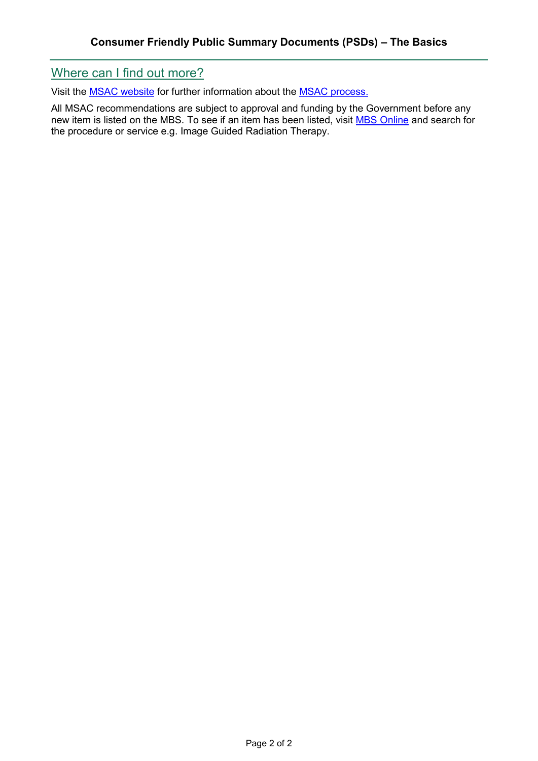## Where can I find out more?

Visit the MSAC website for further information about the MSAC process.

All MSAC recommendations are subject to approval and funding by the Government before any new item is listed on the MBS. To see if an item has been listed, visit MBS Online and search for the procedure or service e.g. Image Guided Radiation Therapy.